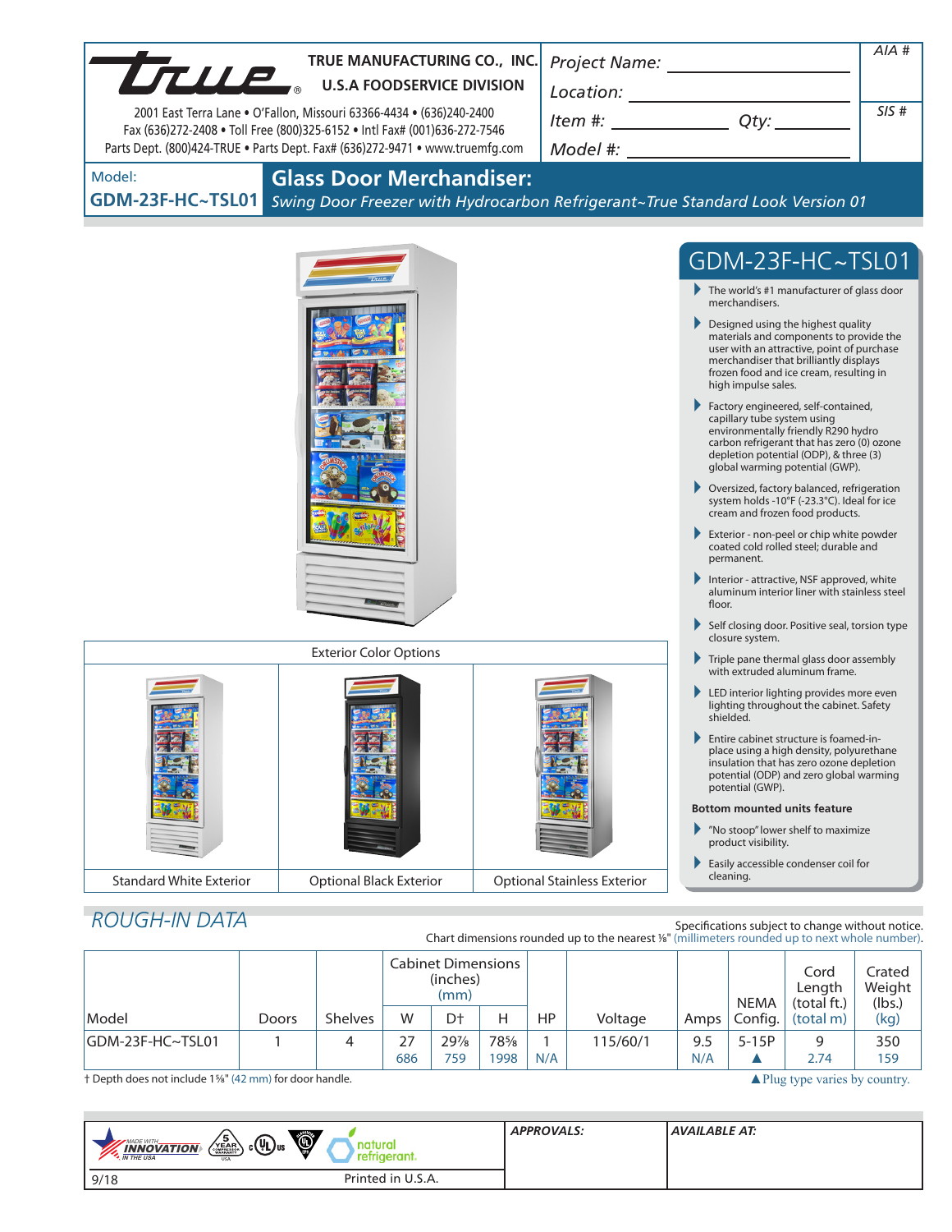# TRUE MANUFACTURING CO., INC.
## U.S.A FOODSERVICE DIVISION

2001 East Terra Lane • O'Fallon, Missouri 63366-4434 • (636)240-2400
Fax (636)272-2408 • Toll Free (800)325-6152 • Intl Fax# (001)636-272-7546
Parts Dept. (800)424-TRUE • Parts Dept. Fax# (636)272-9471 • www.truemfg.com

Project Name: ____________________ AIA #

Location: ____________________

Item #: __________ Qty: ______ SIS #

Model #: ____________________

Model:
**GDM-23F-HC~TSL01**

## Glass Door Merchandiser:

*Swing Door Freezer with Hydrocarbon Refrigerant~True Standard Look Version 01*

## GDM-23F-HC~TSL01

- The world's #1 manufacturer of glass door merchandisers.
- Designed using the highest quality materials and components to provide the user with an attractive, point of purchase merchandiser that brilliantly displays frozen food and ice cream, resulting in high impulse sales.
- Factory engineered, self-contained, capillary tube system using environmentally friendly R290 hydro carbon refrigerant that has zero (0) ozone depletion potential (ODP), & three (3) global warming potential (GWP).
- Oversized, factory balanced, refrigeration system holds -10°F (-23.3°C). Ideal for ice cream and frozen food products.
- Exterior - non-peel or chip white powder coated cold rolled steel; durable and permanent.
- Interior - attractive, NSF approved, white aluminum interior liner with stainless steel floor.
- Self closing door. Positive seal, torsion type closure system.
- Triple pane thermal glass door assembly with extruded aluminum frame.
- LED interior lighting provides more even lighting throughout the cabinet. Safety shielded.
- Entire cabinet structure is foamed-in-place using a high density, polyurethane insulation that has zero ozone depletion potential (ODP) and zero global warming potential (GWP).

**Bottom mounted units feature**

- "No stoop" lower shelf to maximize product visibility.
- Easily accessible condenser coil for cleaning.

Exterior Color Options

| Standard White Exterior | Optional Black Exterior | Optional Stainless Exterior |
|---|---|---|

## ROUGH-IN DATA

Specifications subject to change without notice.
Chart dimensions rounded up to the nearest ⅛" (millimeters rounded up to next whole number).

| Model | Doors | Shelves | Cabinet Dimensions (inches) (mm) W | D† | H | HP | Voltage | Amps | NEMA Config. | Cord Length (total ft.) (total m) | Crated Weight (lbs.) (kg) |
|---|---|---|---|---|---|---|---|---|---|---|---|
| GDM-23F-HC~TSL01 | 1 | 4 | 27<br>686 | 29⅞<br>759 | 78⅝<br>1998 | 1<br>N/A | 115/60/1 | 9.5<br>N/A | 5-15P<br>▲ | 9<br>2.74 | 350<br>159 |

† Depth does not include 1⅝" (42 mm) for door handle.

▲ Plug type varies by country.

APPROVALS:

AVAILABLE AT:

9/18 Printed in U.S.A.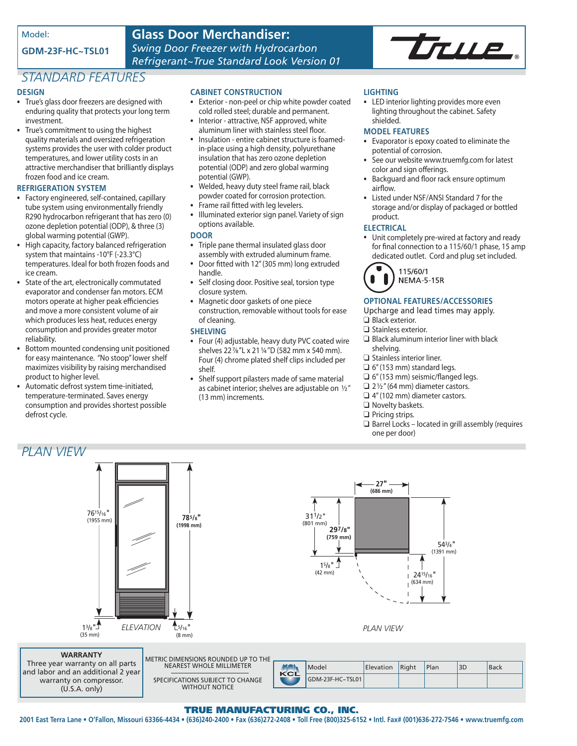Model:

**GDM-23F-HC~TSL01**

# Glass Door Merchandiser:

*Swing Door Freezer with Hydrocarbon Refrigerant~True Standard Look Version 01*

## STANDARD FEATURES

### DESIGN

- True's glass door freezers are designed with enduring quality that protects your long term investment.
- True's commitment to using the highest quality materials and oversized refrigeration systems provides the user with colder product temperatures, and lower utility costs in an attractive merchandiser that brilliantly displays frozen food and ice cream.

### REFRIGERATION SYSTEM

- Factory engineered, self-contained, capillary tube system using environmentally friendly R290 hydrocarbon refrigerant that has zero (0) ozone depletion potential (ODP), & three (3) global warming potential (GWP).
- High capacity, factory balanced refrigeration system that maintains -10°F (-23.3°C) temperatures. Ideal for both frozen foods and ice cream.
- State of the art, electronically commutated evaporator and condenser fan motors. ECM motors operate at higher peak efficiencies and move a more consistent volume of air which produces less heat, reduces energy consumption and provides greater motor reliability.
- Bottom mounted condensing unit positioned for easy maintenance. "No stoop" lower shelf maximizes visibility by raising merchandised product to higher level.
- Automatic defrost system time-initiated, temperature-terminated. Saves energy consumption and provides shortest possible defrost cycle.

### CABINET CONSTRUCTION

- Exterior - non-peel or chip white powder coated cold rolled steel; durable and permanent.
- Interior - attractive, NSF approved, white aluminum liner with stainless steel floor.
- Insulation - entire cabinet structure is foamed-in-place using a high density, polyurethane insulation that has zero ozone depletion potential (ODP) and zero global warming potential (GWP).
- Welded, heavy duty steel frame rail, black powder coated for corrosion protection.
- Frame rail fitted with leg levelers.
- Illuminated exterior sign panel. Variety of sign options available.

### DOOR

- Triple pane thermal insulated glass door assembly with extruded aluminum frame.
- Door fitted with 12" (305 mm) long extruded handle.
- Self closing door. Positive seal, torsion type closure system.
- Magnetic door gaskets of one piece construction, removable without tools for ease of cleaning.

### SHELVING

- Four (4) adjustable, heavy duty PVC coated wire shelves 22⅞"L x 21¼"D (582 mm x 540 mm). Four (4) chrome plated shelf clips included per shelf.
- Shelf support pilasters made of same material as cabinet interior; shelves are adjustable on ½" (13 mm) increments.

### LIGHTING

- LED interior lighting provides more even lighting throughout the cabinet. Safety shielded.

### MODEL FEATURES

- Evaporator is epoxy coated to eliminate the potential of corrosion.
- See our website www.truemfg.com for latest color and sign offerings.
- Backguard and floor rack ensure optimum airflow.
- Listed under NSF/ANSI Standard 7 for the storage and/or display of packaged or bottled product.

### ELECTRICAL

- Unit completely pre-wired at factory and ready for final connection to a 115/60/1 phase, 15 amp dedicated outlet. Cord and plug set included.

115/60/1
NEMA-5-15R

### OPTIONAL FEATURES/ACCESSORIES

Upcharge and lead times may apply.

- ❑ Black exterior.
- ❑ Stainless exterior.
- ❑ Black aluminum interior liner with black shelving.
- ❑ Stainless interior liner.
- ❑ 6" (153 mm) standard legs.
- ❑ 6" (153 mm) seismic/flanged legs.
- ❑ 2½" (64 mm) diameter castors.
- ❑ 4" (102 mm) diameter castors.
- ❑ Novelty baskets.
- ❑ Pricing strips.
- ❑ Barrel Locks – located in grill assembly (requires one per door)

## PLAN VIEW

76¹⁵/₁₆" (1955 mm)
78⁵/₈" (1998 mm)
1³/₈" (35 mm)
⁵/₁₆" (8 mm)
ELEVATION

27" (686 mm)
31½" (801 mm)
29⅞" (759 mm)
1⁵/₈" (42 mm)
54¾" (1391 mm)
24¹⁵/₁₆" (634 mm)
PLAN VIEW

**WARRANTY**
Three year warranty on all parts and labor and an additional 2 year warranty on compressor.
(U.S.A. only)

METRIC DIMENSIONS ROUNDED UP TO THE NEAREST WHOLE MILLIMETER

SPECIFICATIONS SUBJECT TO CHANGE WITHOUT NOTICE

| Model | Elevation | Right | Plan | 3D | Back |
|---|---|---|---|---|---|
| GDM-23F-HC~TSL01 | | | | | |

**TRUE MANUFACTURING CO., INC.**

2001 East Terra Lane • O'Fallon, Missouri 63366-4434 • (636)240-2400 • Fax (636)272-2408 • Toll Free (800)325-6152 • Intl. Fax# (001)636-272-7546 • www.truemfg.com